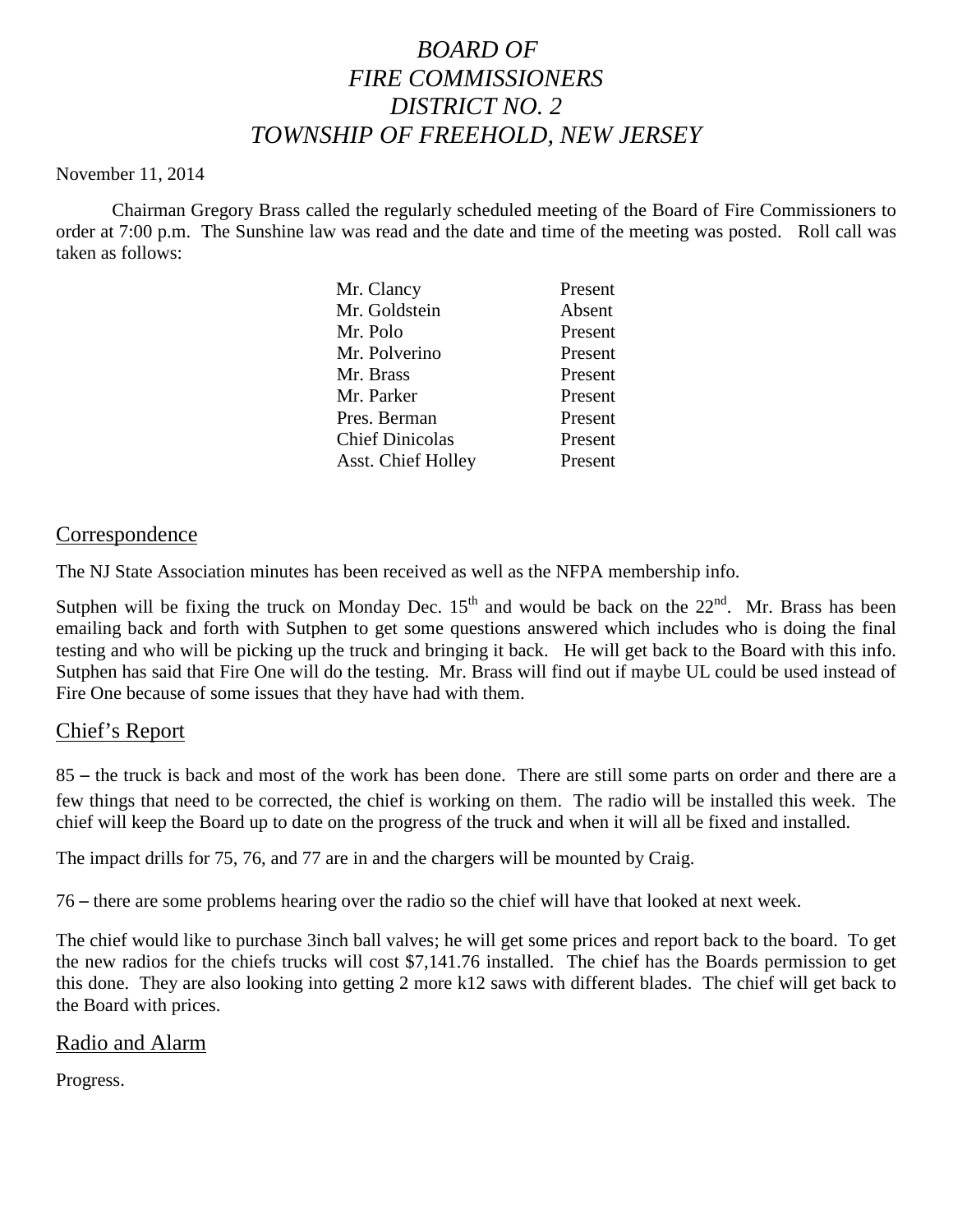# *BOARD OF FIRE COMMISSIONERS DISTRICT NO. 2 TOWNSHIP OF FREEHOLD, NEW JERSEY*

November 11, 2014

Chairman Gregory Brass called the regularly scheduled meeting of the Board of Fire Commissioners to order at 7:00 p.m. The Sunshine law was read and the date and time of the meeting was posted. Roll call was taken as follows:

| | |
|---|---|
| Mr. Clancy | Present |
| Mr. Goldstein | Absent |
| Mr. Polo | Present |
| Mr. Polverino | Present |
| Mr. Brass | Present |
| Mr. Parker | Present |
| Pres. Berman | Present |
| Chief Dinicolas | Present |
| Asst. Chief Holley | Present |

## Correspondence

The NJ State Association minutes has been received as well as the NFPA membership info.

Sutphen will be fixing the truck on Monday Dec. 15th and would be back on the 22nd. Mr. Brass has been emailing back and forth with Sutphen to get some questions answered which includes who is doing the final testing and who will be picking up the truck and bringing it back. He will get back to the Board with this info. Sutphen has said that Fire One will do the testing. Mr. Brass will find out if maybe UL could be used instead of Fire One because of some issues that they have had with them.

## Chief's Report

85 – the truck is back and most of the work has been done. There are still some parts on order and there are a few things that need to be corrected, the chief is working on them. The radio will be installed this week. The chief will keep the Board up to date on the progress of the truck and when it will all be fixed and installed.

The impact drills for 75, 76, and 77 are in and the chargers will be mounted by Craig.

76 – there are some problems hearing over the radio so the chief will have that looked at next week.

The chief would like to purchase 3inch ball valves; he will get some prices and report back to the board. To get the new radios for the chiefs trucks will cost $7,141.76 installed. The chief has the Boards permission to get this done. They are also looking into getting 2 more k12 saws with different blades. The chief will get back to the Board with prices.

## Radio and Alarm

Progress.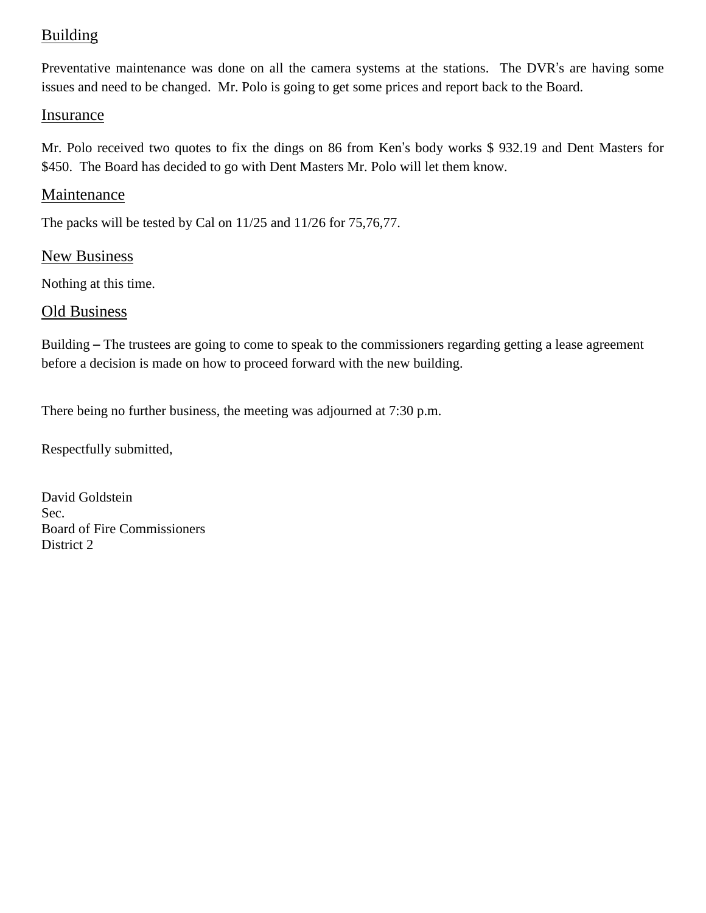## Building

Preventative maintenance was done on all the camera systems at the stations. The DVR's are having some issues and need to be changed. Mr. Polo is going to get some prices and report back to the Board.

## Insurance

Mr. Polo received two quotes to fix the dings on 86 from Ken's body works $ 932.19 and Dent Masters for $450. The Board has decided to go with Dent Masters Mr. Polo will let them know.

## Maintenance

The packs will be tested by Cal on 11/25 and 11/26 for 75,76,77.

## New Business

Nothing at this time.

## Old Business

Building – The trustees are going to come to speak to the commissioners regarding getting a lease agreement before a decision is made on how to proceed forward with the new building.

There being no further business, the meeting was adjourned at 7:30 p.m.

Respectfully submitted,

David Goldstein  
Sec.  
Board of Fire Commissioners  
District 2